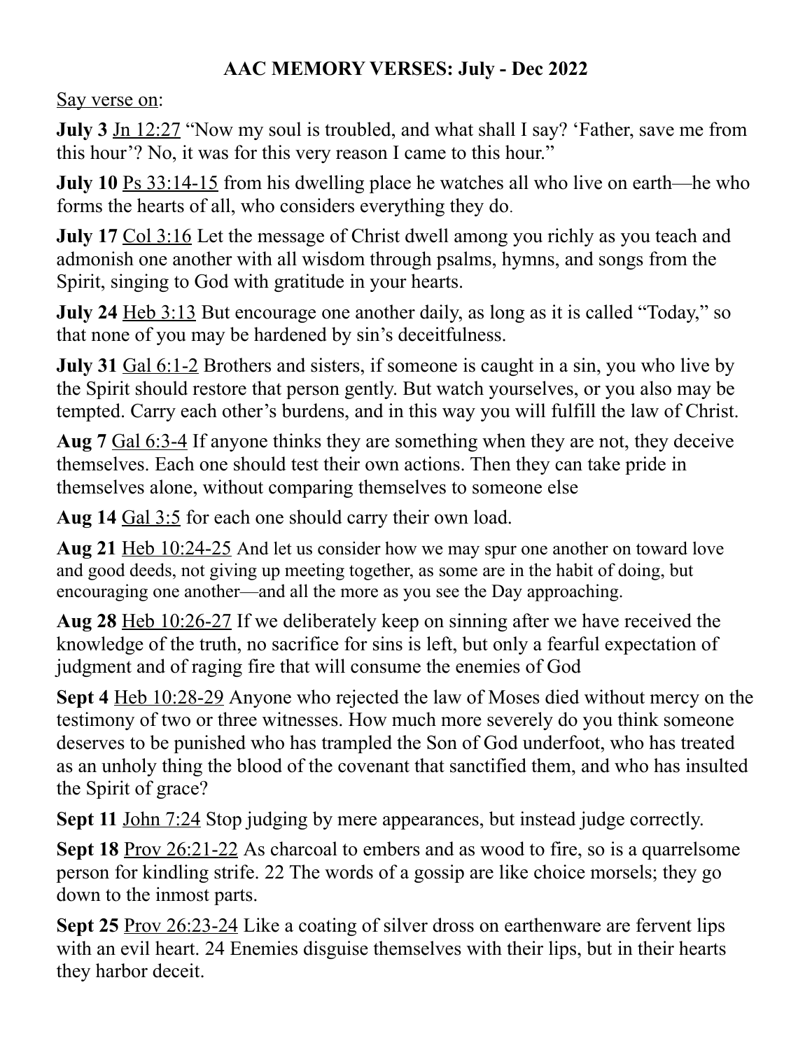# AAC MEMORY VERSES: July - Dec 2022

Say verse on:

**July 3** Jn 12:27 “Now my soul is troubled, and what shall I say? ‘Father, save me from this hour’? No, it was for this very reason I came to this hour.”

**July 10** Ps 33:14-15 from his dwelling place he watches all who live on earth—he who forms the hearts of all, who considers everything they do.

**July 17** Col 3:16 Let the message of Christ dwell among you richly as you teach and admonish one another with all wisdom through psalms, hymns, and songs from the Spirit, singing to God with gratitude in your hearts.

**July 24** Heb 3:13 But encourage one another daily, as long as it is called “Today,” so that none of you may be hardened by sin’s deceitfulness.

**July 31** Gal 6:1-2 Brothers and sisters, if someone is caught in a sin, you who live by the Spirit should restore that person gently. But watch yourselves, or you also may be tempted. Carry each other’s burdens, and in this way you will fulfill the law of Christ.

**Aug 7** Gal 6:3-4 If anyone thinks they are something when they are not, they deceive themselves. Each one should test their own actions. Then they can take pride in themselves alone, without comparing themselves to someone else

**Aug 14** Gal 3:5 for each one should carry their own load.

**Aug 21** Heb 10:24-25 And let us consider how we may spur one another on toward love and good deeds, not giving up meeting together, as some are in the habit of doing, but encouraging one another—and all the more as you see the Day approaching.

**Aug 28** Heb 10:26-27 If we deliberately keep on sinning after we have received the knowledge of the truth, no sacrifice for sins is left, but only a fearful expectation of judgment and of raging fire that will consume the enemies of God

**Sept 4** Heb 10:28-29 Anyone who rejected the law of Moses died without mercy on the testimony of two or three witnesses. How much more severely do you think someone deserves to be punished who has trampled the Son of God underfoot, who has treated as an unholy thing the blood of the covenant that sanctified them, and who has insulted the Spirit of grace?

**Sept 11** John 7:24 Stop judging by mere appearances, but instead judge correctly.

**Sept 18** Prov 26:21-22 As charcoal to embers and as wood to fire, so is a quarrelsome person for kindling strife. 22 The words of a gossip are like choice morsels; they go down to the inmost parts.

**Sept 25** Prov 26:23-24 Like a coating of silver dross on earthenware are fervent lips with an evil heart. 24 Enemies disguise themselves with their lips, but in their hearts they harbor deceit.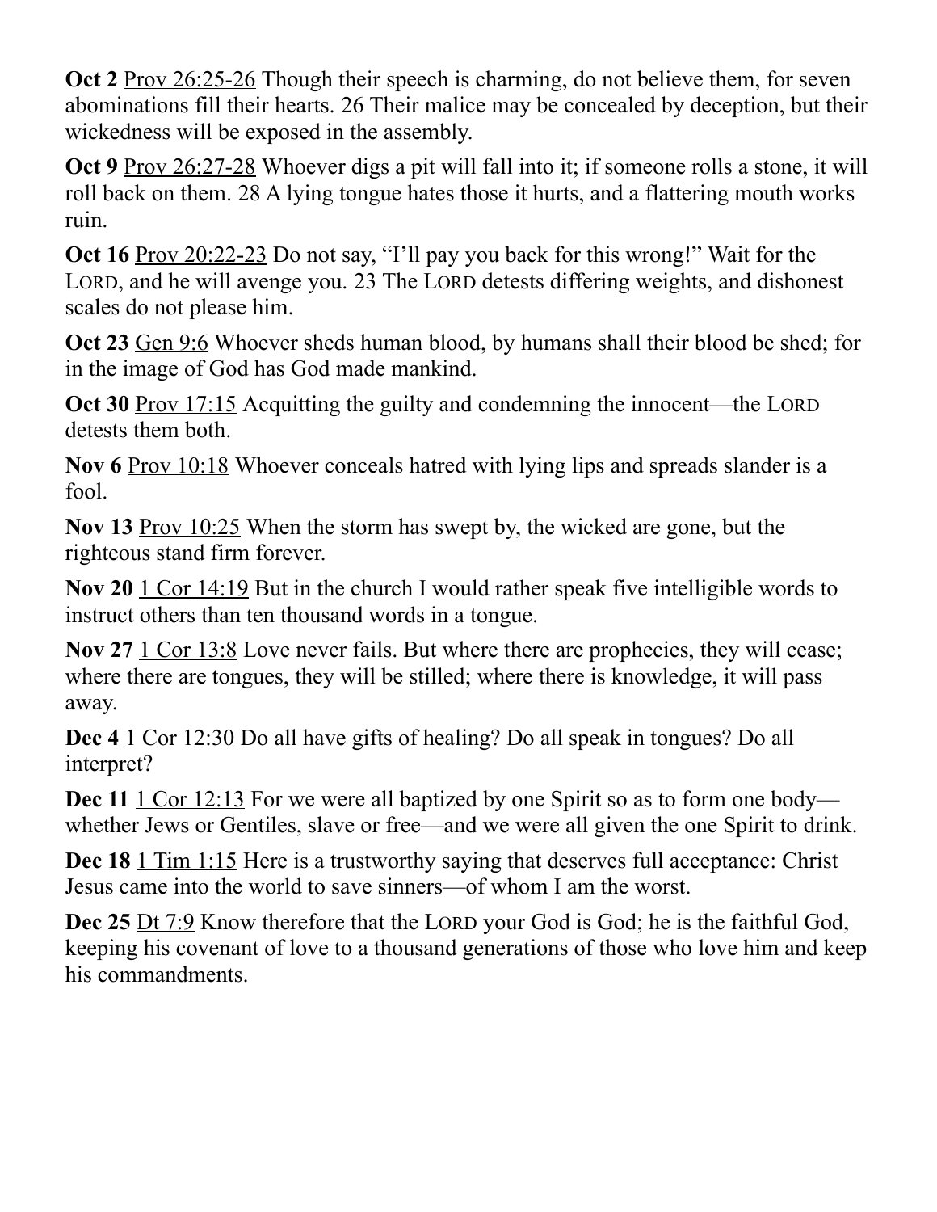**Oct 2** Prov 26:25-26 Though their speech is charming, do not believe them, for seven abominations fill their hearts. 26 Their malice may be concealed by deception, but their wickedness will be exposed in the assembly.

**Oct 9** Prov 26:27-28 Whoever digs a pit will fall into it; if someone rolls a stone, it will roll back on them. 28 A lying tongue hates those it hurts, and a flattering mouth works ruin.

**Oct 16** Prov 20:22-23 Do not say, "I'll pay you back for this wrong!" Wait for the LORD, and he will avenge you. 23 The LORD detests differing weights, and dishonest scales do not please him.

**Oct 23** Gen 9:6 Whoever sheds human blood, by humans shall their blood be shed; for in the image of God has God made mankind.

**Oct 30** Prov 17:15 Acquitting the guilty and condemning the innocent—the LORD detests them both.

**Nov 6** Prov 10:18 Whoever conceals hatred with lying lips and spreads slander is a fool.

**Nov 13** Prov 10:25 When the storm has swept by, the wicked are gone, but the righteous stand firm forever.

**Nov 20** 1 Cor 14:19 But in the church I would rather speak five intelligible words to instruct others than ten thousand words in a tongue.

**Nov 27** 1 Cor 13:8 Love never fails. But where there are prophecies, they will cease; where there are tongues, they will be stilled; where there is knowledge, it will pass away.

**Dec 4** 1 Cor 12:30 Do all have gifts of healing? Do all speak in tongues? Do all interpret?

**Dec 11** 1 Cor 12:13 For we were all baptized by one Spirit so as to form one body—whether Jews or Gentiles, slave or free—and we were all given the one Spirit to drink.

**Dec 18** 1 Tim 1:15 Here is a trustworthy saying that deserves full acceptance: Christ Jesus came into the world to save sinners—of whom I am the worst.

**Dec 25** Dt 7:9 Know therefore that the LORD your God is God; he is the faithful God, keeping his covenant of love to a thousand generations of those who love him and keep his commandments.